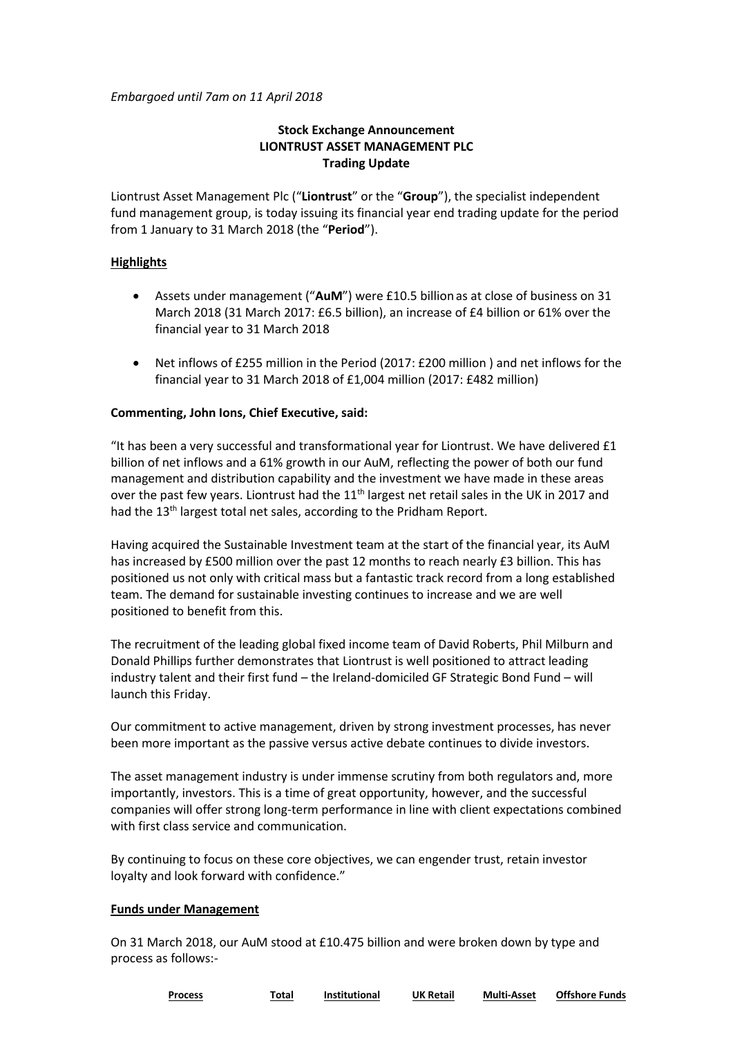*Embargoed until 7am on 11 April 2018*

**Stock Exchange Announcement**
**LIONTRUST ASSET MANAGEMENT PLC**
**Trading Update**

Liontrust Asset Management Plc ("**Liontrust**" or the "**Group**"), the specialist independent fund management group, is today issuing its financial year end trading update for the period from 1 January to 31 March 2018 (the "**Period**").

## Highlights

- Assets under management ("**AuM**") were £10.5 billion as at close of business on 31 March 2018 (31 March 2017: £6.5 billion), an increase of £4 billion or 61% over the financial year to 31 March 2018
- Net inflows of £255 million in the Period (2017: £200 million ) and net inflows for the financial year to 31 March 2018 of £1,004 million (2017: £482 million)

**Commenting, John Ions, Chief Executive, said:**

"It has been a very successful and transformational year for Liontrust. We have delivered £1 billion of net inflows and a 61% growth in our AuM, reflecting the power of both our fund management and distribution capability and the investment we have made in these areas over the past few years. Liontrust had the 11th largest net retail sales in the UK in 2017 and had the 13th largest total net sales, according to the Pridham Report.

Having acquired the Sustainable Investment team at the start of the financial year, its AuM has increased by £500 million over the past 12 months to reach nearly £3 billion. This has positioned us not only with critical mass but a fantastic track record from a long established team. The demand for sustainable investing continues to increase and we are well positioned to benefit from this.

The recruitment of the leading global fixed income team of David Roberts, Phil Milburn and Donald Phillips further demonstrates that Liontrust is well positioned to attract leading industry talent and their first fund – the Ireland-domiciled GF Strategic Bond Fund – will launch this Friday.

Our commitment to active management, driven by strong investment processes, has never been more important as the passive versus active debate continues to divide investors.

The asset management industry is under immense scrutiny from both regulators and, more importantly, investors. This is a time of great opportunity, however, and the successful companies will offer strong long-term performance in line with client expectations combined with first class service and communication.

By continuing to focus on these core objectives, we can engender trust, retain investor loyalty and look forward with confidence."

## Funds under Management

On 31 March 2018, our AuM stood at £10.475 billion and were broken down by type and process as follows:-

| Process | Total | Institutional | UK Retail | Multi-Asset | Offshore Funds |
|---|---|---|---|---|---|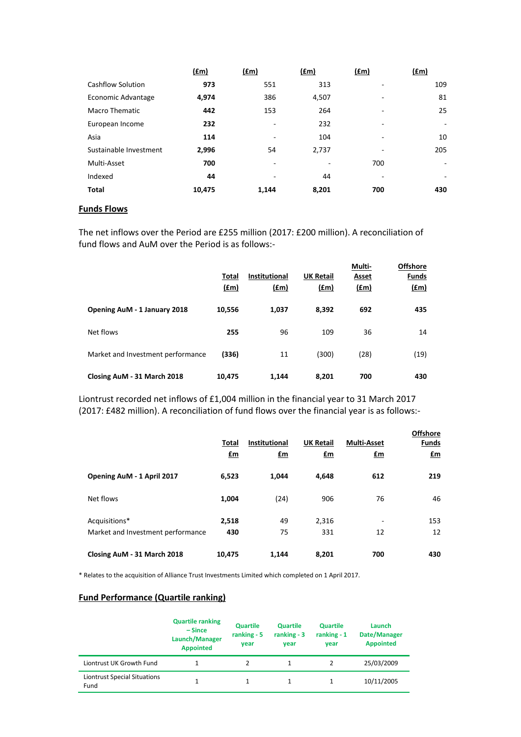| | (£m) | (£m) | (£m) | (£m) | (£m) |
|---|---|---|---|---|---|
| Cashflow Solution | **973** | 551 | 313 | - | 109 |
| Economic Advantage | **4,974** | 386 | 4,507 | - | 81 |
| Macro Thematic | **442** | 153 | 264 | - | 25 |
| European Income | **232** | - | 232 | - | - |
| Asia | **114** | - | 104 | - | 10 |
| Sustainable Investment | **2,996** | 54 | 2,737 | - | 205 |
| Multi-Asset | **700** | - | - | 700 | - |
| Indexed | **44** | - | 44 | - | - |
| **Total** | **10,475** | **1,144** | **8,201** | **700** | **430** |

## Funds Flows

The net inflows over the Period are £255 million (2017: £200 million). A reconciliation of fund flows and AuM over the Period is as follows:-

| | Total (£m) | Institutional (£m) | UK Retail (£m) | Multi-Asset (£m) | Offshore Funds (£m) |
|---|---|---|---|---|---|
| **Opening AuM - 1 January 2018** | **10,556** | **1,037** | **8,392** | **692** | **435** |
| Net flows | **255** | 96 | 109 | 36 | 14 |
| Market and Investment performance | **(336)** | 11 | (300) | (28) | (19) |
| **Closing AuM - 31 March 2018** | **10,475** | **1,144** | **8,201** | **700** | **430** |

Liontrust recorded net inflows of £1,004 million in the financial year to 31 March 2017 (2017: £482 million). A reconciliation of fund flows over the financial year is as follows:-

| | Total £m | Institutional £m | UK Retail £m | Multi-Asset £m | Offshore Funds £m |
|---|---|---|---|---|---|
| **Opening AuM - 1 April 2017** | **6,523** | **1,044** | **4,648** | **612** | **219** |
| Net flows | **1,004** | (24) | 906 | 76 | 46 |
| Acquisitions* | **2,518** | 49 | 2,316 | - | 153 |
| Market and Investment performance | **430** | 75 | 331 | 12 | 12 |
| **Closing AuM - 31 March 2018** | **10,475** | **1,144** | **8,201** | **700** | **430** |

* Relates to the acquisition of Alliance Trust Investments Limited which completed on 1 April 2017.

## Fund Performance (Quartile ranking)

| | Quartile ranking – Since Launch/Manager Appointed | Quartile ranking - 5 year | Quartile ranking - 3 year | Quartile ranking - 1 year | Launch Date/Manager Appointed |
|---|---|---|---|---|---|
| Liontrust UK Growth Fund | 1 | 2 | 1 | 2 | 25/03/2009 |
| Liontrust Special Situations Fund | 1 | 1 | 1 | 1 | 10/11/2005 |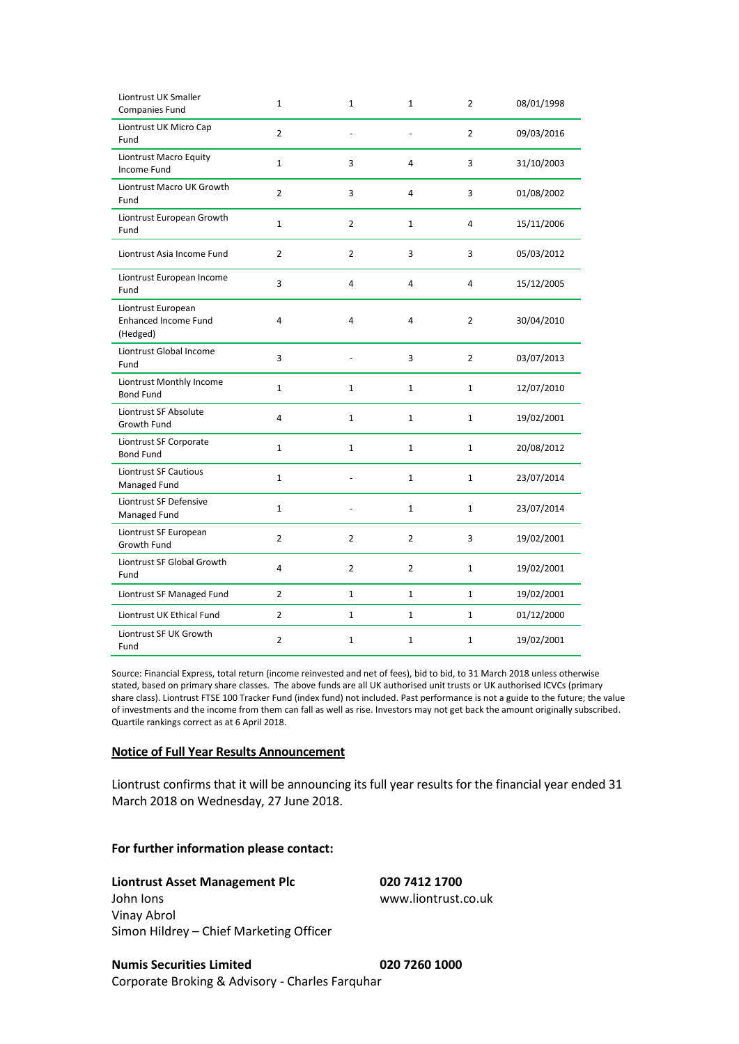| | | | | | |
|---|---|---|---|---|---|
| Liontrust UK Smaller Companies Fund | 1 | 1 | 1 | 2 | 08/01/1998 |
| Liontrust UK Micro Cap Fund | 2 | - | - | 2 | 09/03/2016 |
| Liontrust Macro Equity Income Fund | 1 | 3 | 4 | 3 | 31/10/2003 |
| Liontrust Macro UK Growth Fund | 2 | 3 | 4 | 3 | 01/08/2002 |
| Liontrust European Growth Fund | 1 | 2 | 1 | 4 | 15/11/2006 |
| Liontrust Asia Income Fund | 2 | 2 | 3 | 3 | 05/03/2012 |
| Liontrust European Income Fund | 3 | 4 | 4 | 4 | 15/12/2005 |
| Liontrust European Enhanced Income Fund (Hedged) | 4 | 4 | 4 | 2 | 30/04/2010 |
| Liontrust Global Income Fund | 3 | - | 3 | 2 | 03/07/2013 |
| Liontrust Monthly Income Bond Fund | 1 | 1 | 1 | 1 | 12/07/2010 |
| Liontrust SF Absolute Growth Fund | 4 | 1 | 1 | 1 | 19/02/2001 |
| Liontrust SF Corporate Bond Fund | 1 | 1 | 1 | 1 | 20/08/2012 |
| Liontrust SF Cautious Managed Fund | 1 | - | 1 | 1 | 23/07/2014 |
| Liontrust SF Defensive Managed Fund | 1 | - | 1 | 1 | 23/07/2014 |
| Liontrust SF European Growth Fund | 2 | 2 | 2 | 3 | 19/02/2001 |
| Liontrust SF Global Growth Fund | 4 | 2 | 2 | 1 | 19/02/2001 |
| Liontrust SF Managed Fund | 2 | 1 | 1 | 1 | 19/02/2001 |
| Liontrust UK Ethical Fund | 2 | 1 | 1 | 1 | 01/12/2000 |
| Liontrust SF UK Growth Fund | 2 | 1 | 1 | 1 | 19/02/2001 |

Source: Financial Express, total return (income reinvested and net of fees), bid to bid, to 31 March 2018 unless otherwise stated, based on primary share classes. The above funds are all UK authorised unit trusts or UK authorised ICVCs (primary share class). Liontrust FTSE 100 Tracker Fund (index fund) not included. Past performance is not a guide to the future; the value of investments and the income from them can fall as well as rise. Investors may not get back the amount originally subscribed. Quartile rankings correct as at 6 April 2018.

**Notice of Full Year Results Announcement**

Liontrust confirms that it will be announcing its full year results for the financial year ended 31 March 2018 on Wednesday, 27 June 2018.

**For further information please contact:**

**Liontrust Asset Management Plc** — **020 7412 1700**
John Ions — www.liontrust.co.uk
Vinay Abrol
Simon Hildrey – Chief Marketing Officer

**Numis Securities Limited** — **020 7260 1000**
Corporate Broking & Advisory - Charles Farquhar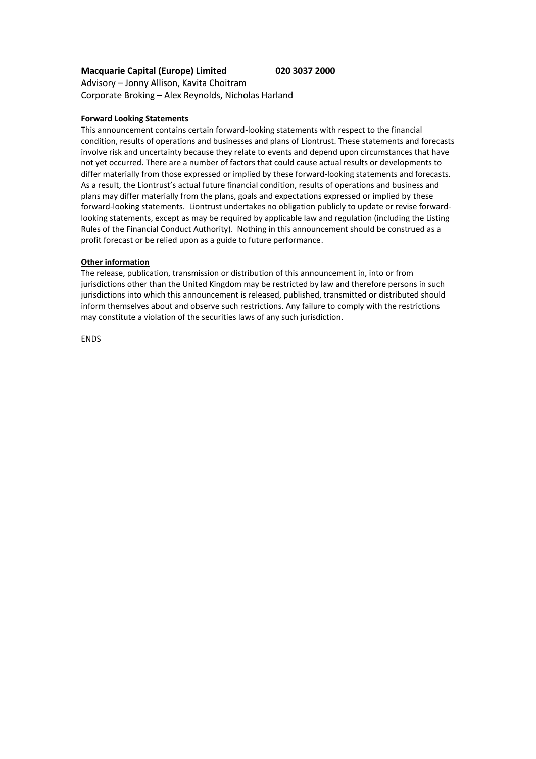**Macquarie Capital (Europe) Limited 020 3037 2000**

Advisory – Jonny Allison, Kavita Choitram

Corporate Broking – Alex Reynolds, Nicholas Harland

**Forward Looking Statements**

This announcement contains certain forward-looking statements with respect to the financial condition, results of operations and businesses and plans of Liontrust. These statements and forecasts involve risk and uncertainty because they relate to events and depend upon circumstances that have not yet occurred. There are a number of factors that could cause actual results or developments to differ materially from those expressed or implied by these forward-looking statements and forecasts. As a result, the Liontrust's actual future financial condition, results of operations and business and plans may differ materially from the plans, goals and expectations expressed or implied by these forward-looking statements. Liontrust undertakes no obligation publicly to update or revise forward-looking statements, except as may be required by applicable law and regulation (including the Listing Rules of the Financial Conduct Authority). Nothing in this announcement should be construed as a profit forecast or be relied upon as a guide to future performance.

**Other information**

The release, publication, transmission or distribution of this announcement in, into or from jurisdictions other than the United Kingdom may be restricted by law and therefore persons in such jurisdictions into which this announcement is released, published, transmitted or distributed should inform themselves about and observe such restrictions. Any failure to comply with the restrictions may constitute a violation of the securities laws of any such jurisdiction.

ENDS